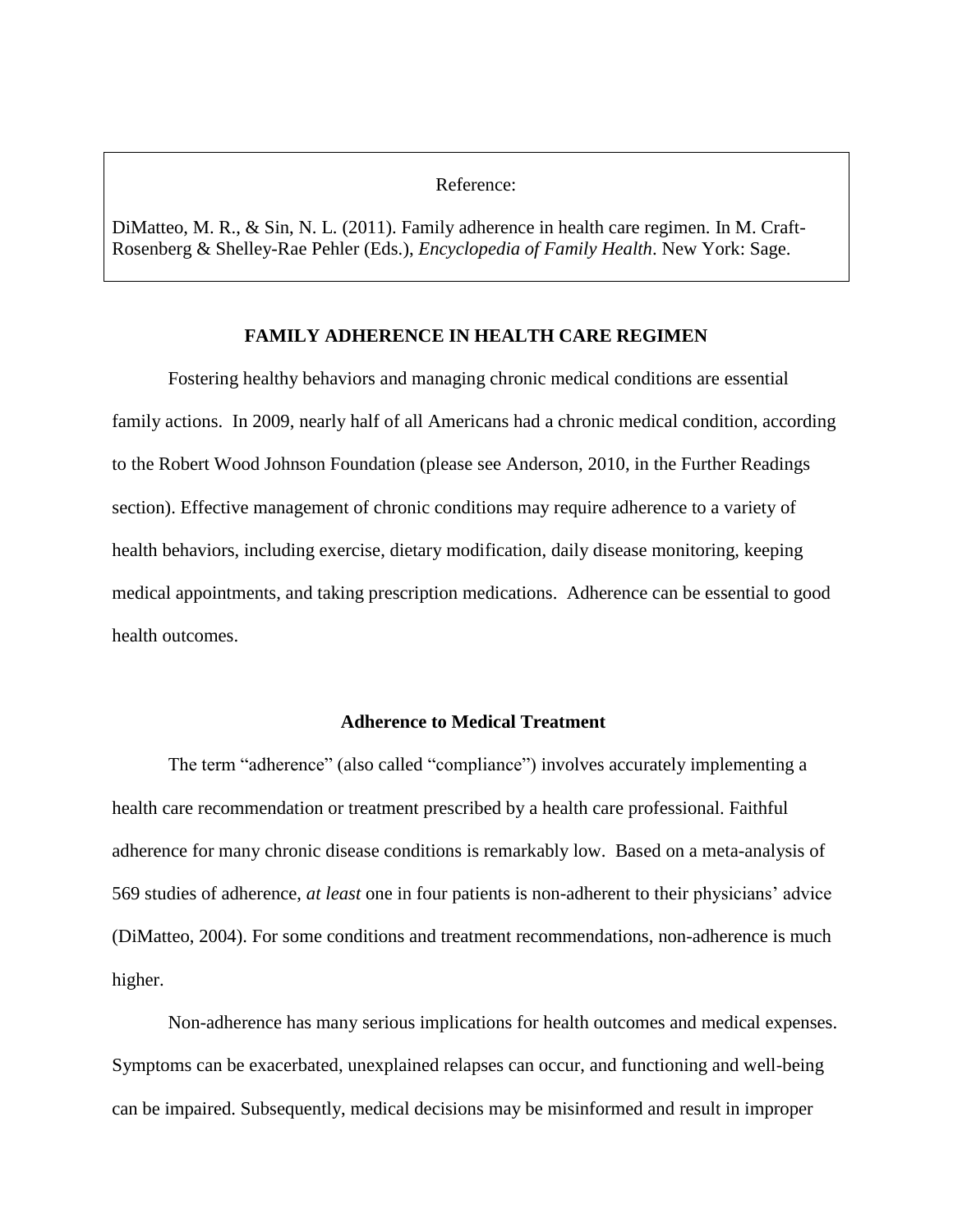Reference:

DiMatteo, M. R., & Sin, N. L. (2011). Family adherence in health care regimen. In M. Craft-Rosenberg & Shelley-Rae Pehler (Eds.), *Encyclopedia of Family Health*. New York: Sage.

# FAMILY ADHERENCE IN HEALTH CARE REGIMEN

Fostering healthy behaviors and managing chronic medical conditions are essential family actions. In 2009, nearly half of all Americans had a chronic medical condition, according to the Robert Wood Johnson Foundation (please see Anderson, 2010, in the Further Readings section). Effective management of chronic conditions may require adherence to a variety of health behaviors, including exercise, dietary modification, daily disease monitoring, keeping medical appointments, and taking prescription medications. Adherence can be essential to good health outcomes.

## Adherence to Medical Treatment

The term "adherence" (also called "compliance") involves accurately implementing a health care recommendation or treatment prescribed by a health care professional. Faithful adherence for many chronic disease conditions is remarkably low. Based on a meta-analysis of 569 studies of adherence, *at least* one in four patients is non-adherent to their physicians' advice (DiMatteo, 2004). For some conditions and treatment recommendations, non-adherence is much higher.

Non-adherence has many serious implications for health outcomes and medical expenses. Symptoms can be exacerbated, unexplained relapses can occur, and functioning and well-being can be impaired. Subsequently, medical decisions may be misinformed and result in improper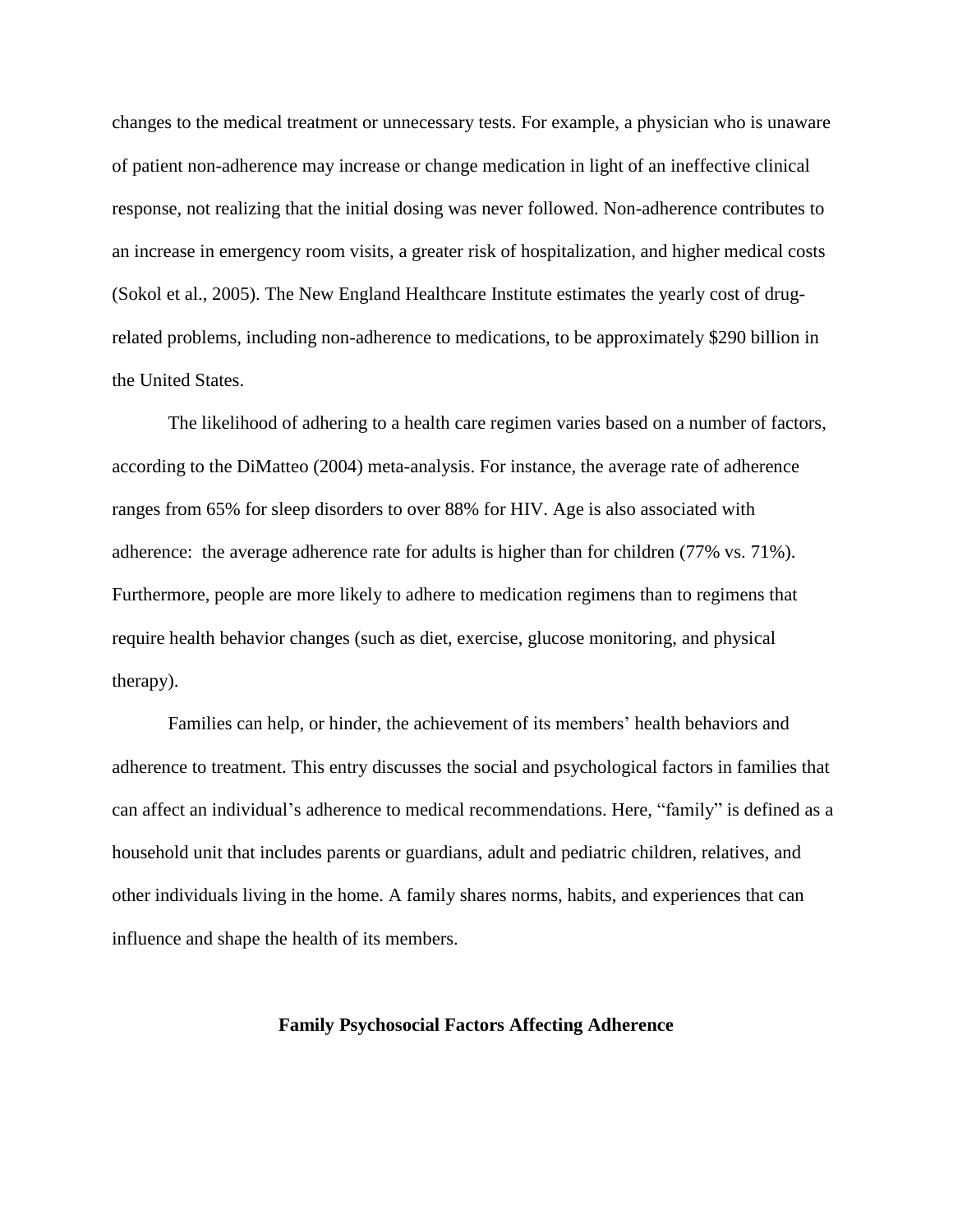changes to the medical treatment or unnecessary tests. For example, a physician who is unaware of patient non-adherence may increase or change medication in light of an ineffective clinical response, not realizing that the initial dosing was never followed. Non-adherence contributes to an increase in emergency room visits, a greater risk of hospitalization, and higher medical costs (Sokol et al., 2005). The New England Healthcare Institute estimates the yearly cost of drug-related problems, including non-adherence to medications, to be approximately $290 billion in the United States.

The likelihood of adhering to a health care regimen varies based on a number of factors, according to the DiMatteo (2004) meta-analysis. For instance, the average rate of adherence ranges from 65% for sleep disorders to over 88% for HIV. Age is also associated with adherence: the average adherence rate for adults is higher than for children (77% vs. 71%). Furthermore, people are more likely to adhere to medication regimens than to regimens that require health behavior changes (such as diet, exercise, glucose monitoring, and physical therapy).

Families can help, or hinder, the achievement of its members' health behaviors and adherence to treatment. This entry discusses the social and psychological factors in families that can affect an individual's adherence to medical recommendations. Here, "family" is defined as a household unit that includes parents or guardians, adult and pediatric children, relatives, and other individuals living in the home. A family shares norms, habits, and experiences that can influence and shape the health of its members.

## Family Psychosocial Factors Affecting Adherence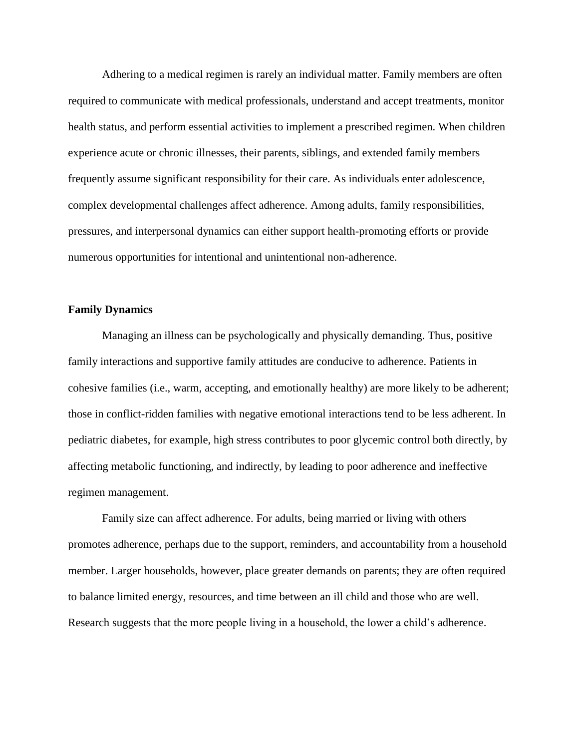Adhering to a medical regimen is rarely an individual matter. Family members are often required to communicate with medical professionals, understand and accept treatments, monitor health status, and perform essential activities to implement a prescribed regimen. When children experience acute or chronic illnesses, their parents, siblings, and extended family members frequently assume significant responsibility for their care. As individuals enter adolescence, complex developmental challenges affect adherence. Among adults, family responsibilities, pressures, and interpersonal dynamics can either support health-promoting efforts or provide numerous opportunities for intentional and unintentional non-adherence.

## Family Dynamics

Managing an illness can be psychologically and physically demanding. Thus, positive family interactions and supportive family attitudes are conducive to adherence. Patients in cohesive families (i.e., warm, accepting, and emotionally healthy) are more likely to be adherent; those in conflict-ridden families with negative emotional interactions tend to be less adherent. In pediatric diabetes, for example, high stress contributes to poor glycemic control both directly, by affecting metabolic functioning, and indirectly, by leading to poor adherence and ineffective regimen management.

Family size can affect adherence. For adults, being married or living with others promotes adherence, perhaps due to the support, reminders, and accountability from a household member. Larger households, however, place greater demands on parents; they are often required to balance limited energy, resources, and time between an ill child and those who are well. Research suggests that the more people living in a household, the lower a child's adherence.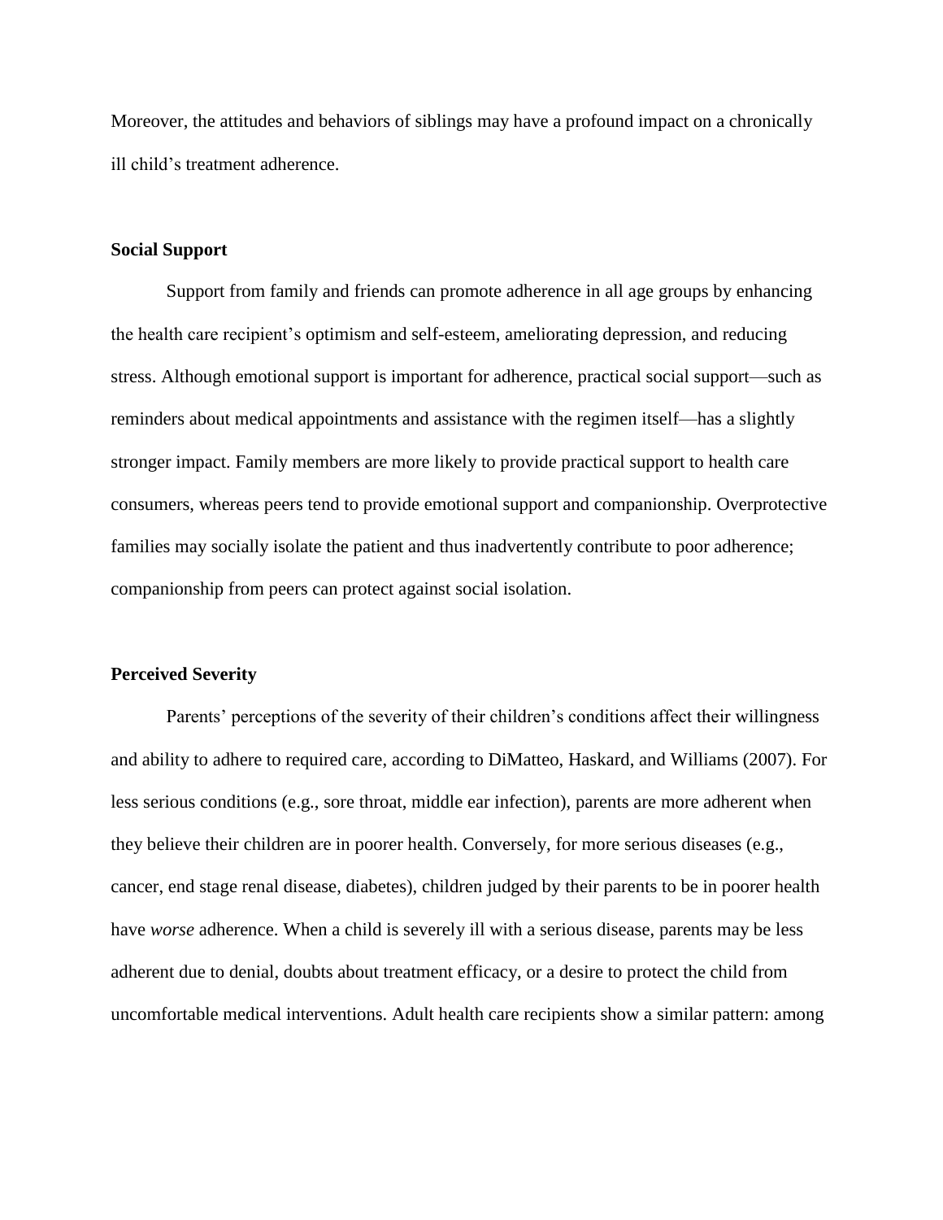Moreover, the attitudes and behaviors of siblings may have a profound impact on a chronically ill child's treatment adherence.

## Social Support

Support from family and friends can promote adherence in all age groups by enhancing the health care recipient's optimism and self-esteem, ameliorating depression, and reducing stress. Although emotional support is important for adherence, practical social support—such as reminders about medical appointments and assistance with the regimen itself—has a slightly stronger impact. Family members are more likely to provide practical support to health care consumers, whereas peers tend to provide emotional support and companionship. Overprotective families may socially isolate the patient and thus inadvertently contribute to poor adherence; companionship from peers can protect against social isolation.

## Perceived Severity

Parents' perceptions of the severity of their children's conditions affect their willingness and ability to adhere to required care, according to DiMatteo, Haskard, and Williams (2007). For less serious conditions (e.g., sore throat, middle ear infection), parents are more adherent when they believe their children are in poorer health. Conversely, for more serious diseases (e.g., cancer, end stage renal disease, diabetes), children judged by their parents to be in poorer health have *worse* adherence. When a child is severely ill with a serious disease, parents may be less adherent due to denial, doubts about treatment efficacy, or a desire to protect the child from uncomfortable medical interventions. Adult health care recipients show a similar pattern: among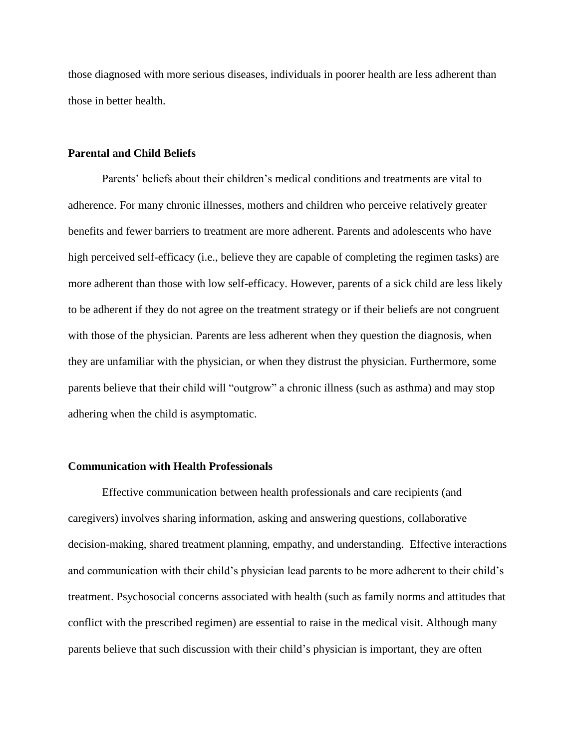those diagnosed with more serious diseases, individuals in poorer health are less adherent than those in better health.

### Parental and Child Beliefs

Parents' beliefs about their children's medical conditions and treatments are vital to adherence. For many chronic illnesses, mothers and children who perceive relatively greater benefits and fewer barriers to treatment are more adherent. Parents and adolescents who have high perceived self-efficacy (i.e., believe they are capable of completing the regimen tasks) are more adherent than those with low self-efficacy. However, parents of a sick child are less likely to be adherent if they do not agree on the treatment strategy or if their beliefs are not congruent with those of the physician. Parents are less adherent when they question the diagnosis, when they are unfamiliar with the physician, or when they distrust the physician. Furthermore, some parents believe that their child will "outgrow" a chronic illness (such as asthma) and may stop adhering when the child is asymptomatic.

### Communication with Health Professionals

Effective communication between health professionals and care recipients (and caregivers) involves sharing information, asking and answering questions, collaborative decision-making, shared treatment planning, empathy, and understanding. Effective interactions and communication with their child's physician lead parents to be more adherent to their child's treatment. Psychosocial concerns associated with health (such as family norms and attitudes that conflict with the prescribed regimen) are essential to raise in the medical visit. Although many parents believe that such discussion with their child's physician is important, they are often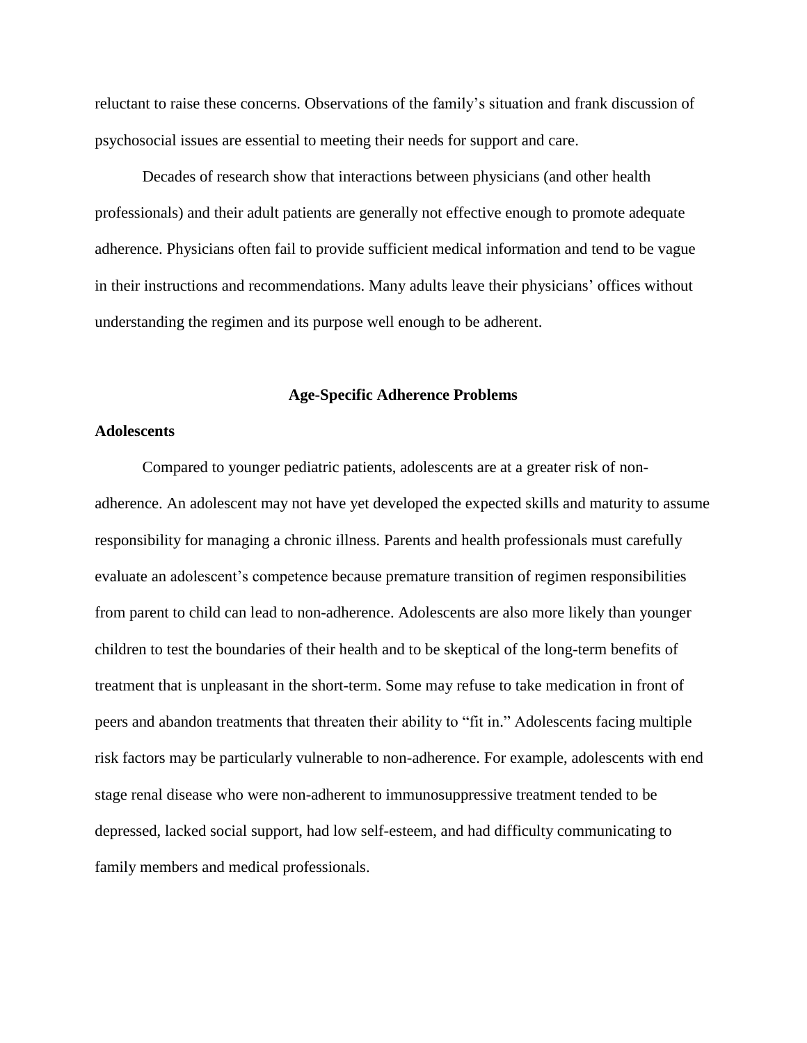reluctant to raise these concerns. Observations of the family's situation and frank discussion of psychosocial issues are essential to meeting their needs for support and care.

Decades of research show that interactions between physicians (and other health professionals) and their adult patients are generally not effective enough to promote adequate adherence. Physicians often fail to provide sufficient medical information and tend to be vague in their instructions and recommendations. Many adults leave their physicians' offices without understanding the regimen and its purpose well enough to be adherent.

## Age-Specific Adherence Problems

### Adolescents

Compared to younger pediatric patients, adolescents are at a greater risk of non-adherence. An adolescent may not have yet developed the expected skills and maturity to assume responsibility for managing a chronic illness. Parents and health professionals must carefully evaluate an adolescent's competence because premature transition of regimen responsibilities from parent to child can lead to non-adherence. Adolescents are also more likely than younger children to test the boundaries of their health and to be skeptical of the long-term benefits of treatment that is unpleasant in the short-term. Some may refuse to take medication in front of peers and abandon treatments that threaten their ability to "fit in." Adolescents facing multiple risk factors may be particularly vulnerable to non-adherence. For example, adolescents with end stage renal disease who were non-adherent to immunosuppressive treatment tended to be depressed, lacked social support, had low self-esteem, and had difficulty communicating to family members and medical professionals.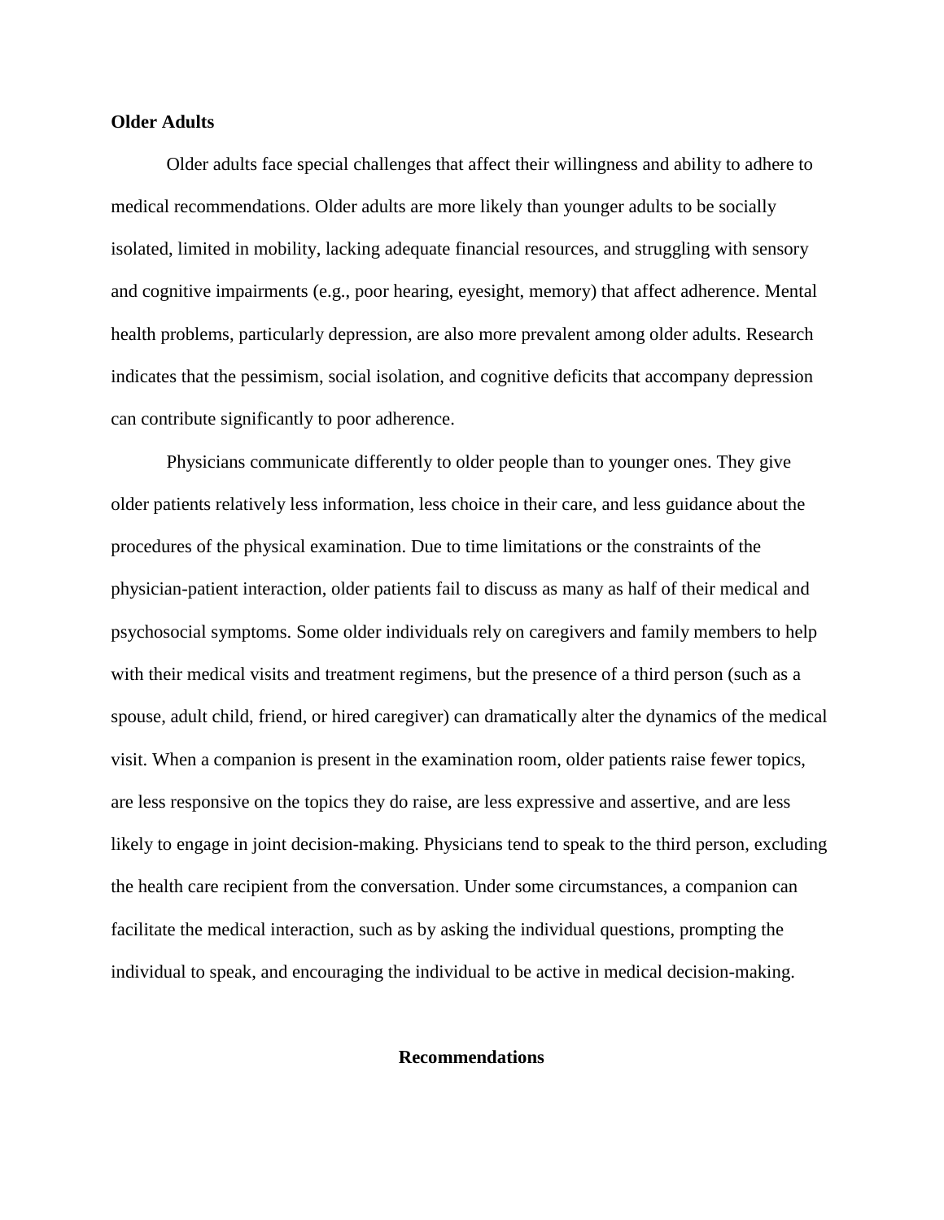**Older Adults**

Older adults face special challenges that affect their willingness and ability to adhere to medical recommendations. Older adults are more likely than younger adults to be socially isolated, limited in mobility, lacking adequate financial resources, and struggling with sensory and cognitive impairments (e.g., poor hearing, eyesight, memory) that affect adherence. Mental health problems, particularly depression, are also more prevalent among older adults. Research indicates that the pessimism, social isolation, and cognitive deficits that accompany depression can contribute significantly to poor adherence.

Physicians communicate differently to older people than to younger ones. They give older patients relatively less information, less choice in their care, and less guidance about the procedures of the physical examination. Due to time limitations or the constraints of the physician-patient interaction, older patients fail to discuss as many as half of their medical and psychosocial symptoms. Some older individuals rely on caregivers and family members to help with their medical visits and treatment regimens, but the presence of a third person (such as a spouse, adult child, friend, or hired caregiver) can dramatically alter the dynamics of the medical visit. When a companion is present in the examination room, older patients raise fewer topics, are less responsive on the topics they do raise, are less expressive and assertive, and are less likely to engage in joint decision-making. Physicians tend to speak to the third person, excluding the health care recipient from the conversation. Under some circumstances, a companion can facilitate the medical interaction, such as by asking the individual questions, prompting the individual to speak, and encouraging the individual to be active in medical decision-making.

## Recommendations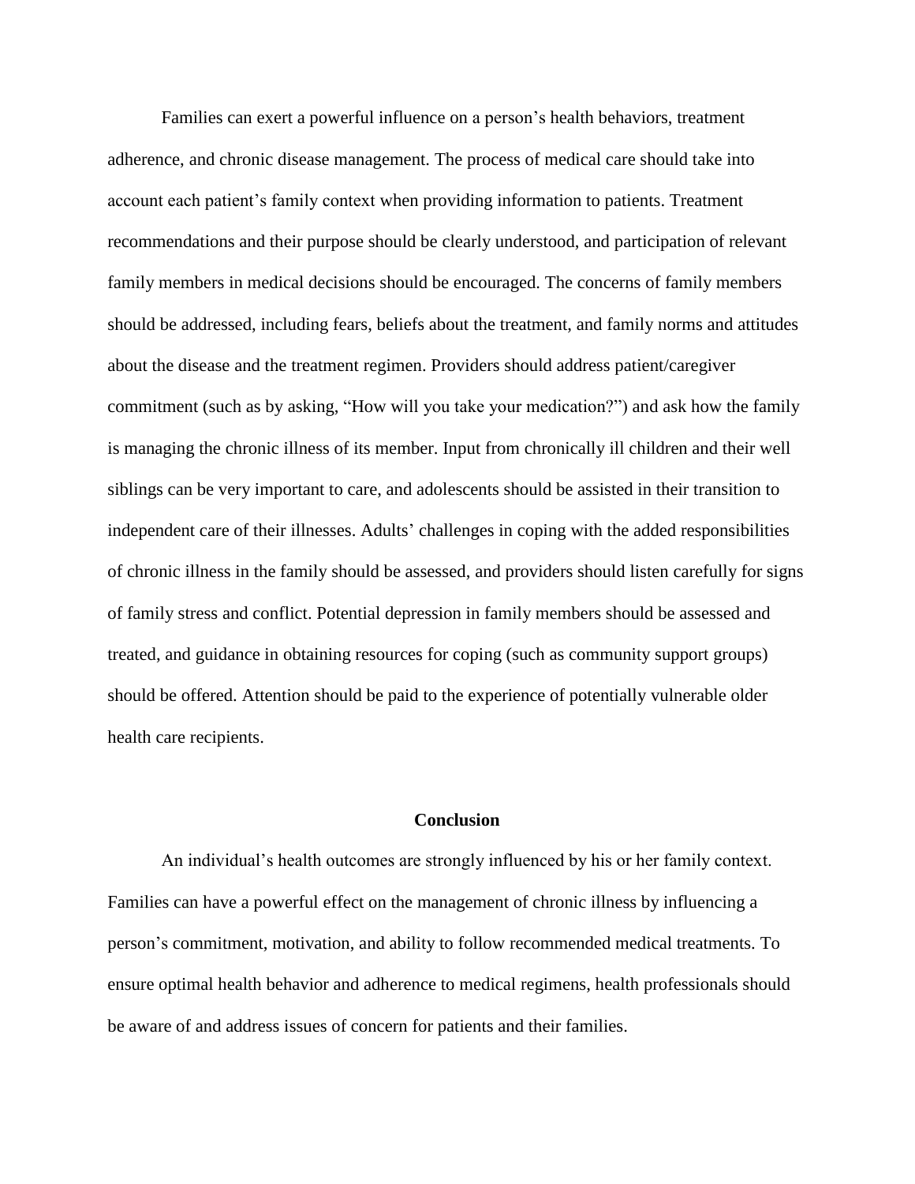Families can exert a powerful influence on a person's health behaviors, treatment adherence, and chronic disease management. The process of medical care should take into account each patient's family context when providing information to patients. Treatment recommendations and their purpose should be clearly understood, and participation of relevant family members in medical decisions should be encouraged. The concerns of family members should be addressed, including fears, beliefs about the treatment, and family norms and attitudes about the disease and the treatment regimen. Providers should address patient/caregiver commitment (such as by asking, "How will you take your medication?") and ask how the family is managing the chronic illness of its member. Input from chronically ill children and their well siblings can be very important to care, and adolescents should be assisted in their transition to independent care of their illnesses. Adults' challenges in coping with the added responsibilities of chronic illness in the family should be assessed, and providers should listen carefully for signs of family stress and conflict. Potential depression in family members should be assessed and treated, and guidance in obtaining resources for coping (such as community support groups) should be offered. Attention should be paid to the experience of potentially vulnerable older health care recipients.

## Conclusion

An individual's health outcomes are strongly influenced by his or her family context. Families can have a powerful effect on the management of chronic illness by influencing a person's commitment, motivation, and ability to follow recommended medical treatments. To ensure optimal health behavior and adherence to medical regimens, health professionals should be aware of and address issues of concern for patients and their families.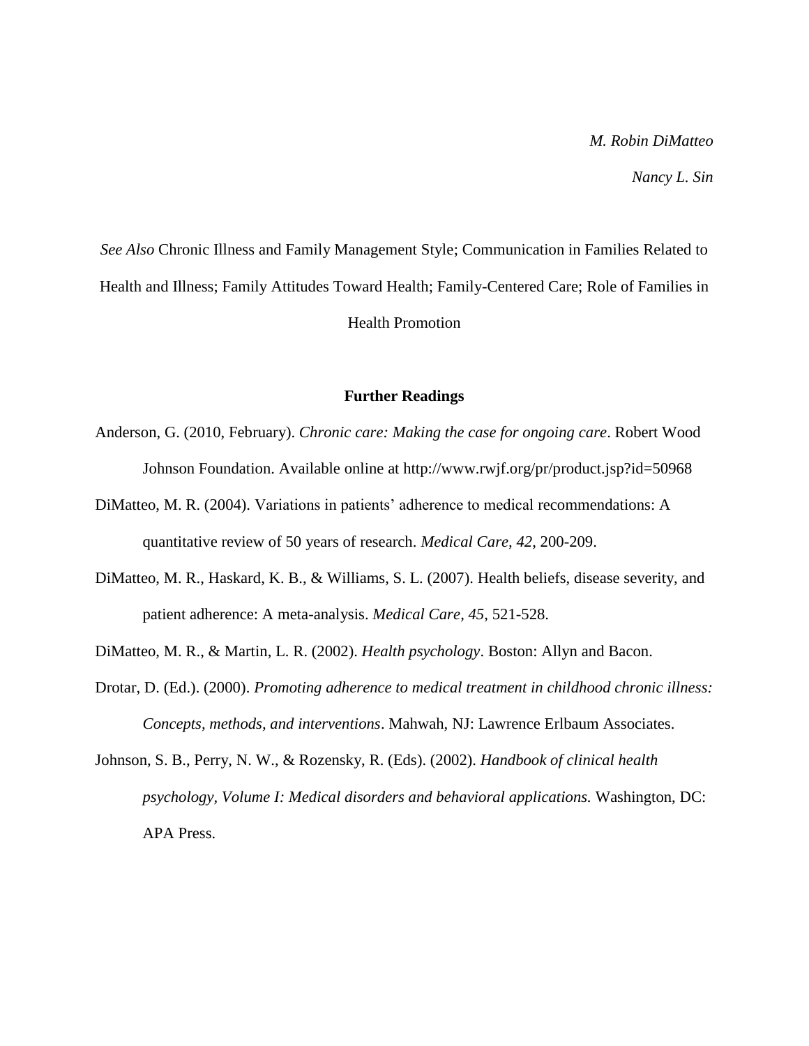*M. Robin DiMatteo*

*Nancy L. Sin*

*See Also* Chronic Illness and Family Management Style; Communication in Families Related to Health and Illness; Family Attitudes Toward Health; Family-Centered Care; Role of Families in Health Promotion

## Further Readings

Anderson, G. (2010, February). *Chronic care: Making the case for ongoing care*. Robert Wood Johnson Foundation. Available online at http://www.rwjf.org/pr/product.jsp?id=50968

DiMatteo, M. R. (2004). Variations in patients' adherence to medical recommendations: A quantitative review of 50 years of research. *Medical Care, 42,* 200-209.

DiMatteo, M. R., Haskard, K. B., & Williams, S. L. (2007). Health beliefs, disease severity, and patient adherence: A meta-analysis. *Medical Care, 45*, 521-528.

DiMatteo, M. R., & Martin, L. R. (2002). *Health psychology*. Boston: Allyn and Bacon.

Drotar, D. (Ed.). (2000). *Promoting adherence to medical treatment in childhood chronic illness: Concepts, methods, and interventions*. Mahwah, NJ: Lawrence Erlbaum Associates.

Johnson, S. B., Perry, N. W., & Rozensky, R. (Eds). (2002). *Handbook of clinical health psychology, Volume I: Medical disorders and behavioral applications.* Washington, DC: APA Press.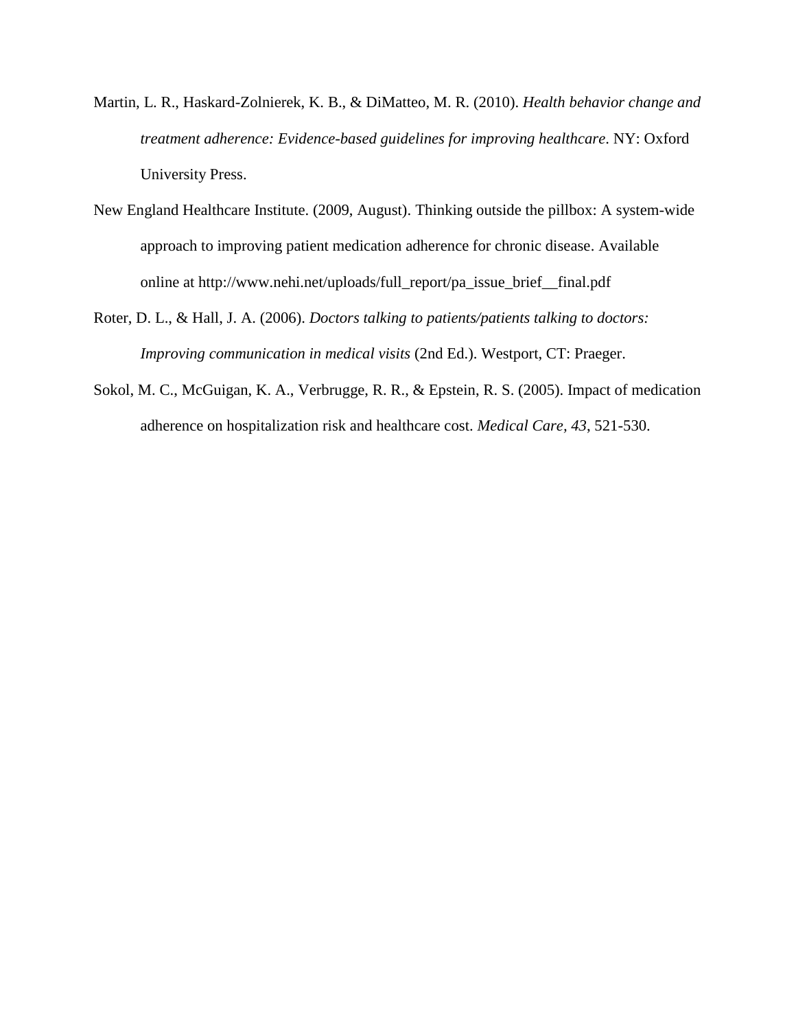Martin, L. R., Haskard-Zolnierek, K. B., & DiMatteo, M. R. (2010). *Health behavior change and treatment adherence: Evidence-based guidelines for improving healthcare*. NY: Oxford University Press.

New England Healthcare Institute. (2009, August). Thinking outside the pillbox: A system-wide approach to improving patient medication adherence for chronic disease. Available online at http://www.nehi.net/uploads/full_report/pa_issue_brief__final.pdf

Roter, D. L., & Hall, J. A. (2006). *Doctors talking to patients/patients talking to doctors: Improving communication in medical visits* (2nd Ed.). Westport, CT: Praeger.

Sokol, M. C., McGuigan, K. A., Verbrugge, R. R., & Epstein, R. S. (2005). Impact of medication adherence on hospitalization risk and healthcare cost. *Medical Care, 43*, 521-530.